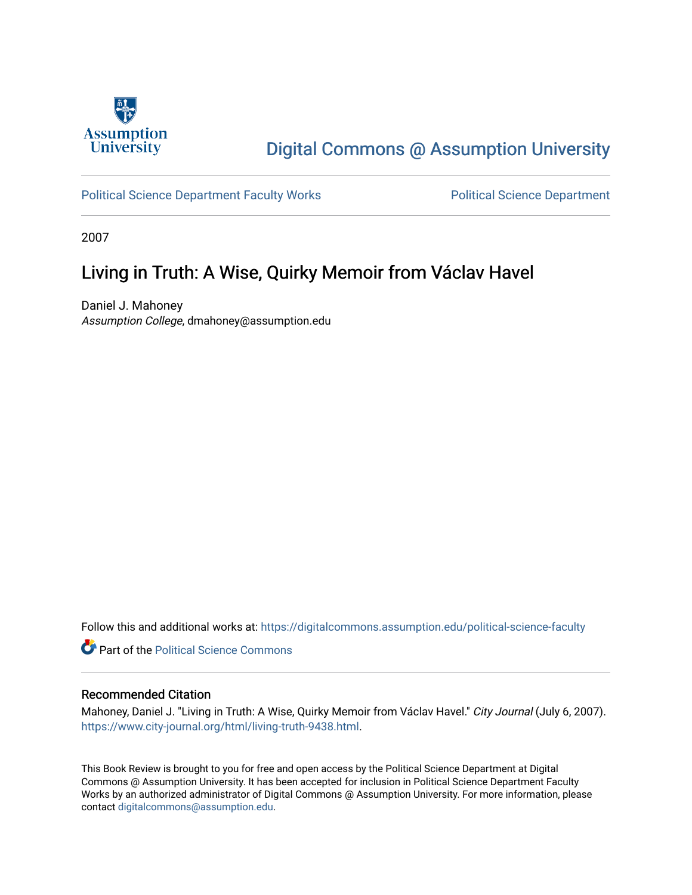Digital Commons @ Assumption University

Political Science Department Faculty Works

Political Science Department

2007

# Living in Truth: A Wise, Quirky Memoir from Václav Havel

Daniel J. Mahoney
*Assumption College*, dmahoney@assumption.edu

Follow this and additional works at: https://digitalcommons.assumption.edu/political-science-faculty

Part of the Political Science Commons

## Recommended Citation

Mahoney, Daniel J. "Living in Truth: A Wise, Quirky Memoir from Václav Havel." *City Journal* (July 6, 2007). https://www.city-journal.org/html/living-truth-9438.html.

This Book Review is brought to you for free and open access by the Political Science Department at Digital Commons @ Assumption University. It has been accepted for inclusion in Political Science Department Faculty Works by an authorized administrator of Digital Commons @ Assumption University. For more information, please contact digitalcommons@assumption.edu.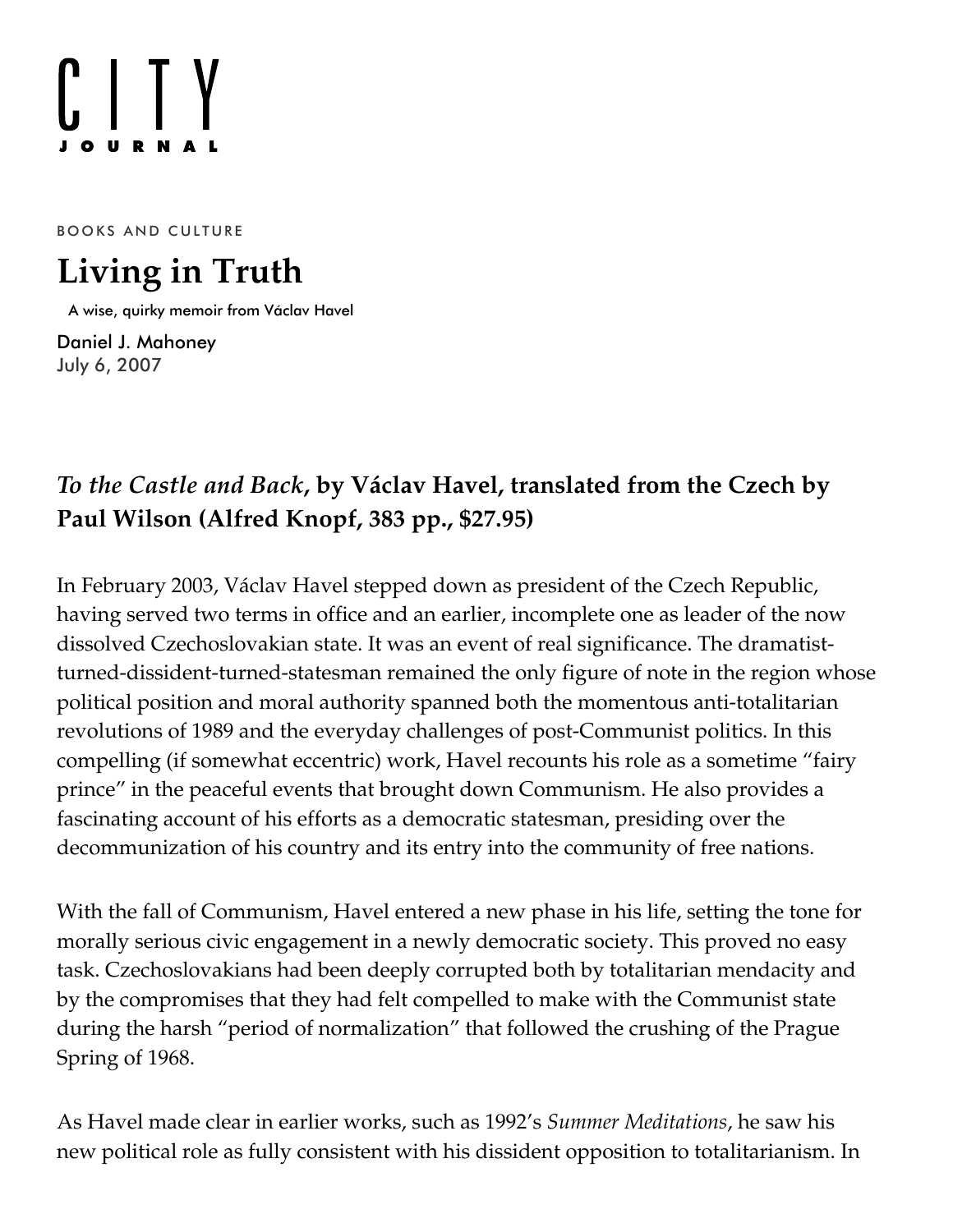BOOKS AND CULTURE

# Living in Truth

A wise, quirky memoir from Václav Havel

Daniel J. Mahoney
July 6, 2007

## *To the Castle and Back*, by Václav Havel, translated from the Czech by Paul Wilson (Alfred Knopf, 383 pp., $27.95)

In February 2003, Václav Havel stepped down as president of the Czech Republic, having served two terms in office and an earlier, incomplete one as leader of the now dissolved Czechoslovakian state. It was an event of real significance. The dramatist-turned-dissident-turned-statesman remained the only figure of note in the region whose political position and moral authority spanned both the momentous anti-totalitarian revolutions of 1989 and the everyday challenges of post-Communist politics. In this compelling (if somewhat eccentric) work, Havel recounts his role as a sometime "fairy prince" in the peaceful events that brought down Communism. He also provides a fascinating account of his efforts as a democratic statesman, presiding over the decommunization of his country and its entry into the community of free nations.

With the fall of Communism, Havel entered a new phase in his life, setting the tone for morally serious civic engagement in a newly democratic society. This proved no easy task. Czechoslovakians had been deeply corrupted both by totalitarian mendacity and by the compromises that they had felt compelled to make with the Communist state during the harsh "period of normalization" that followed the crushing of the Prague Spring of 1968.

As Havel made clear in earlier works, such as 1992's *Summer Meditations*, he saw his new political role as fully consistent with his dissident opposition to totalitarianism. In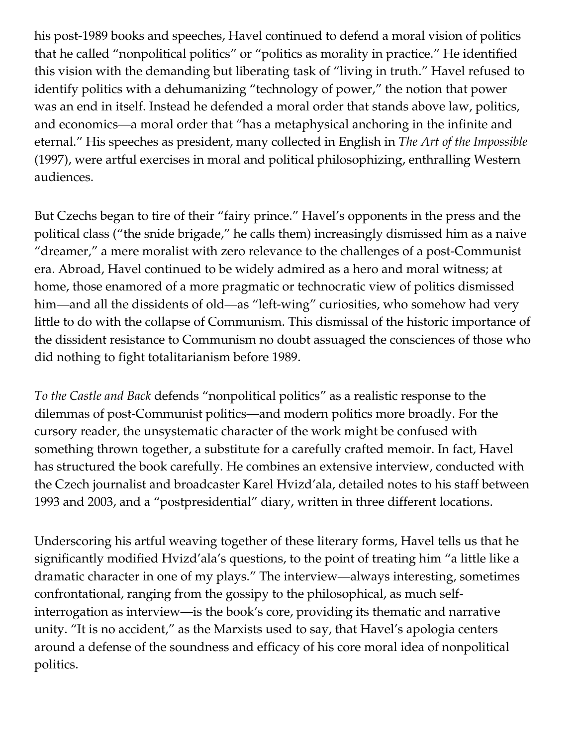his post-1989 books and speeches, Havel continued to defend a moral vision of politics that he called “nonpolitical politics” or “politics as morality in practice.” He identified this vision with the demanding but liberating task of “living in truth.” Havel refused to identify politics with a dehumanizing “technology of power,” the notion that power was an end in itself. Instead he defended a moral order that stands above law, politics, and economics—a moral order that “has a metaphysical anchoring in the infinite and eternal.” His speeches as president, many collected in English in *The Art of the Impossible* (1997), were artful exercises in moral and political philosophizing, enthralling Western audiences.

But Czechs began to tire of their “fairy prince.” Havel’s opponents in the press and the political class (“the snide brigade,” he calls them) increasingly dismissed him as a naive “dreamer,” a mere moralist with zero relevance to the challenges of a post-Communist era. Abroad, Havel continued to be widely admired as a hero and moral witness; at home, those enamored of a more pragmatic or technocratic view of politics dismissed him—and all the dissidents of old—as “left-wing” curiosities, who somehow had very little to do with the collapse of Communism. This dismissal of the historic importance of the dissident resistance to Communism no doubt assuaged the consciences of those who did nothing to fight totalitarianism before 1989.

*To the Castle and Back* defends “nonpolitical politics” as a realistic response to the dilemmas of post-Communist politics—and modern politics more broadly. For the cursory reader, the unsystematic character of the work might be confused with something thrown together, a substitute for a carefully crafted memoir. In fact, Havel has structured the book carefully. He combines an extensive interview, conducted with the Czech journalist and broadcaster Karel Hvizd’ala, detailed notes to his staff between 1993 and 2003, and a “postpresidential” diary, written in three different locations.

Underscoring his artful weaving together of these literary forms, Havel tells us that he significantly modified Hvizd’ala’s questions, to the point of treating him “a little like a dramatic character in one of my plays.” The interview—always interesting, sometimes confrontational, ranging from the gossipy to the philosophical, as much self-interrogation as interview—is the book’s core, providing its thematic and narrative unity. “It is no accident,” as the Marxists used to say, that Havel’s apologia centers around a defense of the soundness and efficacy of his core moral idea of nonpolitical politics.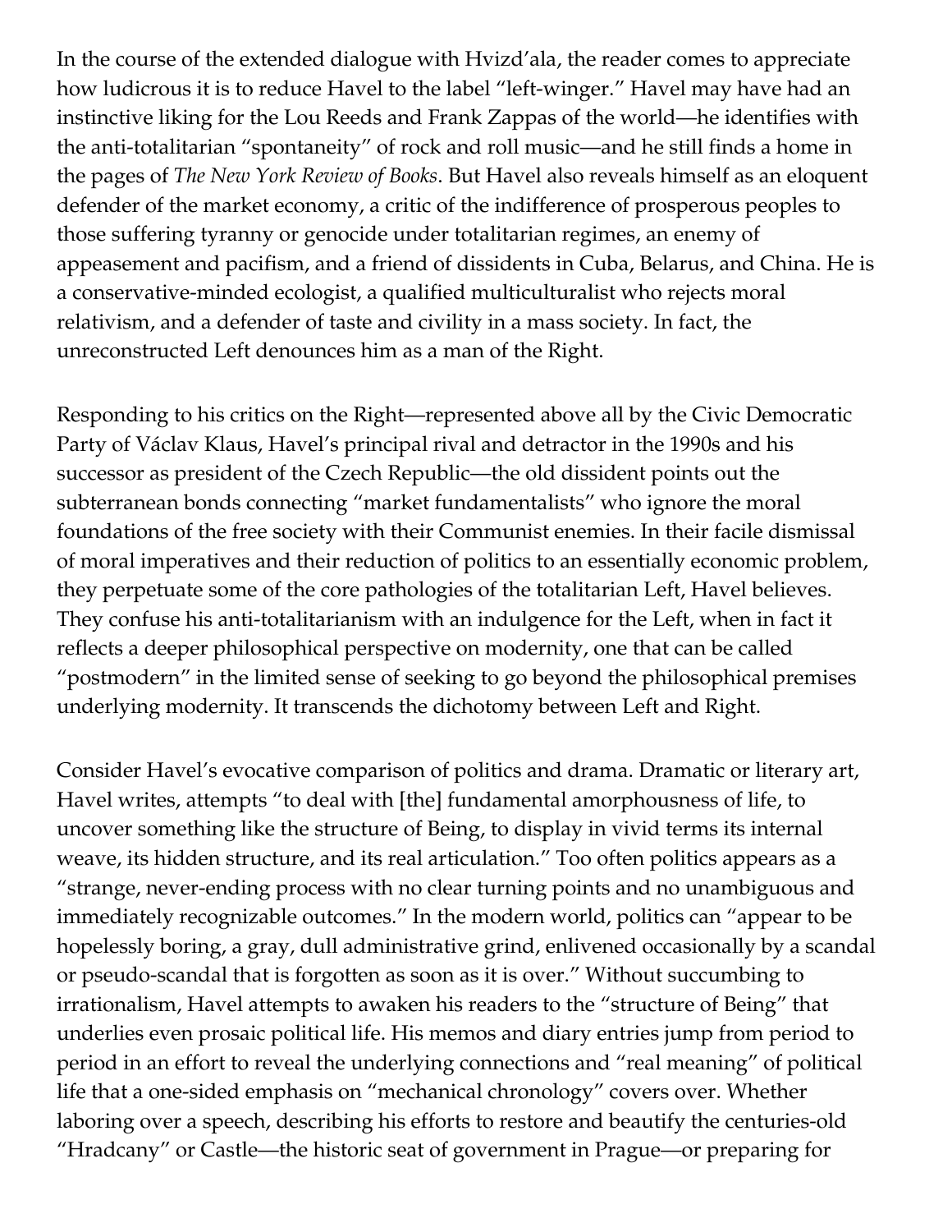In the course of the extended dialogue with Hvizd'ala, the reader comes to appreciate how ludicrous it is to reduce Havel to the label "left-winger." Havel may have had an instinctive liking for the Lou Reeds and Frank Zappas of the world—he identifies with the anti-totalitarian "spontaneity" of rock and roll music—and he still finds a home in the pages of *The New York Review of Books*. But Havel also reveals himself as an eloquent defender of the market economy, a critic of the indifference of prosperous peoples to those suffering tyranny or genocide under totalitarian regimes, an enemy of appeasement and pacifism, and a friend of dissidents in Cuba, Belarus, and China. He is a conservative-minded ecologist, a qualified multiculturalist who rejects moral relativism, and a defender of taste and civility in a mass society. In fact, the unreconstructed Left denounces him as a man of the Right.

Responding to his critics on the Right—represented above all by the Civic Democratic Party of Václav Klaus, Havel's principal rival and detractor in the 1990s and his successor as president of the Czech Republic—the old dissident points out the subterranean bonds connecting "market fundamentalists" who ignore the moral foundations of the free society with their Communist enemies. In their facile dismissal of moral imperatives and their reduction of politics to an essentially economic problem, they perpetuate some of the core pathologies of the totalitarian Left, Havel believes. They confuse his anti-totalitarianism with an indulgence for the Left, when in fact it reflects a deeper philosophical perspective on modernity, one that can be called "postmodern" in the limited sense of seeking to go beyond the philosophical premises underlying modernity. It transcends the dichotomy between Left and Right.

Consider Havel's evocative comparison of politics and drama. Dramatic or literary art, Havel writes, attempts "to deal with [the] fundamental amorphousness of life, to uncover something like the structure of Being, to display in vivid terms its internal weave, its hidden structure, and its real articulation." Too often politics appears as a "strange, never-ending process with no clear turning points and no unambiguous and immediately recognizable outcomes." In the modern world, politics can "appear to be hopelessly boring, a gray, dull administrative grind, enlivened occasionally by a scandal or pseudo-scandal that is forgotten as soon as it is over." Without succumbing to irrationalism, Havel attempts to awaken his readers to the "structure of Being" that underlies even prosaic political life. His memos and diary entries jump from period to period in an effort to reveal the underlying connections and "real meaning" of political life that a one-sided emphasis on "mechanical chronology" covers over. Whether laboring over a speech, describing his efforts to restore and beautify the centuries-old "Hradcany" or Castle—the historic seat of government in Prague—or preparing for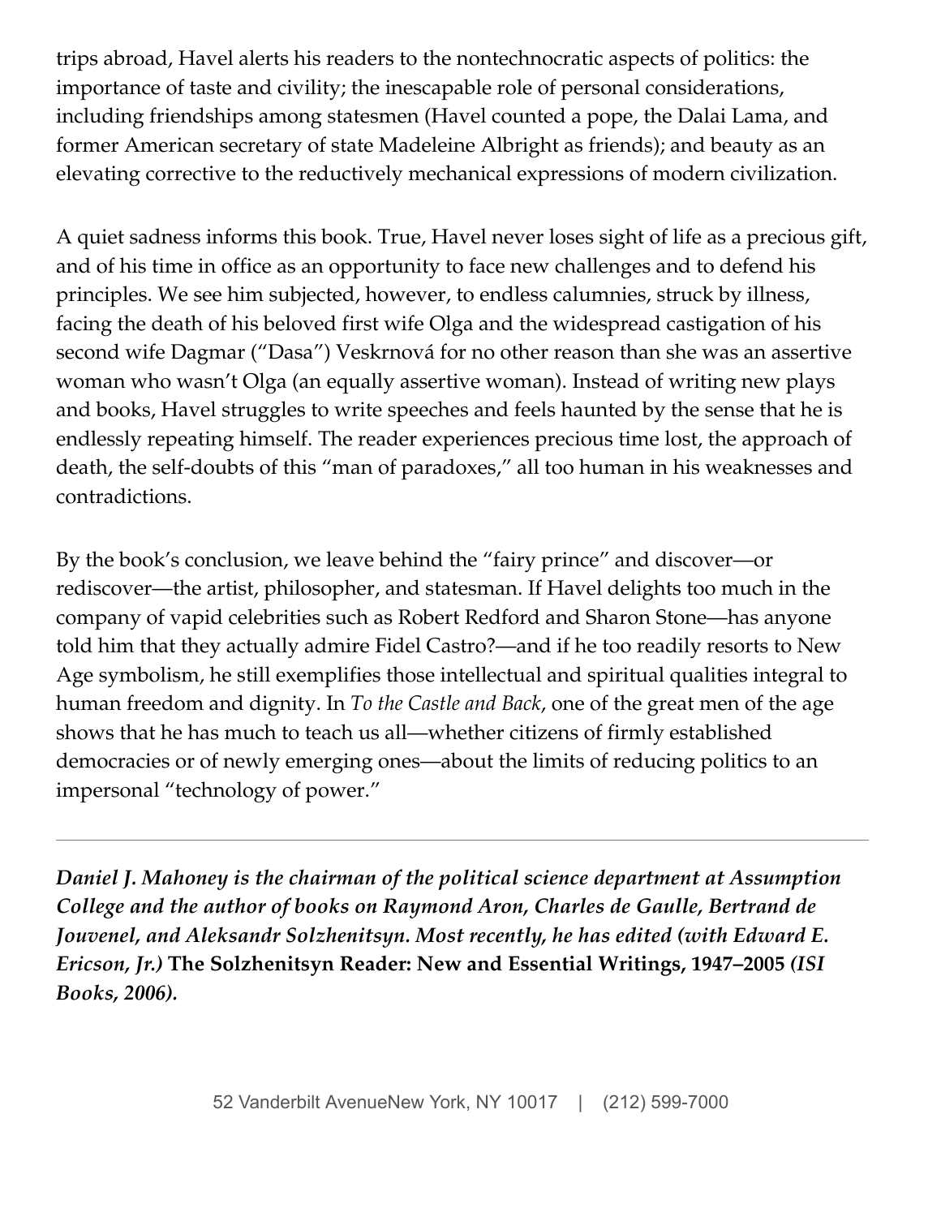trips abroad, Havel alerts his readers to the nontechnocratic aspects of politics: the importance of taste and civility; the inescapable role of personal considerations, including friendships among statesmen (Havel counted a pope, the Dalai Lama, and former American secretary of state Madeleine Albright as friends); and beauty as an elevating corrective to the reductively mechanical expressions of modern civilization.

A quiet sadness informs this book. True, Havel never loses sight of life as a precious gift, and of his time in office as an opportunity to face new challenges and to defend his principles. We see him subjected, however, to endless calumnies, struck by illness, facing the death of his beloved first wife Olga and the widespread castigation of his second wife Dagmar ("Dasa") Veskrnová for no other reason than she was an assertive woman who wasn't Olga (an equally assertive woman). Instead of writing new plays and books, Havel struggles to write speeches and feels haunted by the sense that he is endlessly repeating himself. The reader experiences precious time lost, the approach of death, the self-doubts of this "man of paradoxes," all too human in his weaknesses and contradictions.

By the book's conclusion, we leave behind the "fairy prince" and discover—or rediscover—the artist, philosopher, and statesman. If Havel delights too much in the company of vapid celebrities such as Robert Redford and Sharon Stone—has anyone told him that they actually admire Fidel Castro?—and if he too readily resorts to New Age symbolism, he still exemplifies those intellectual and spiritual qualities integral to human freedom and dignity. In *To the Castle and Back*, one of the great men of the age shows that he has much to teach us all—whether citizens of firmly established democracies or of newly emerging ones—about the limits of reducing politics to an impersonal "technology of power."

---

***Daniel J. Mahoney is the chairman of the political science department at Assumption College and the author of books on Raymond Aron, Charles de Gaulle, Bertrand de Jouvenel, and Aleksandr Solzhenitsyn. Most recently, he has edited (with Edward E. Ericson, Jr.)*** **The Solzhenitsyn Reader: New and Essential Writings, 1947–2005** ***(ISI Books, 2006).***

52 Vanderbilt AvenueNew York, NY 10017 | (212) 599-7000